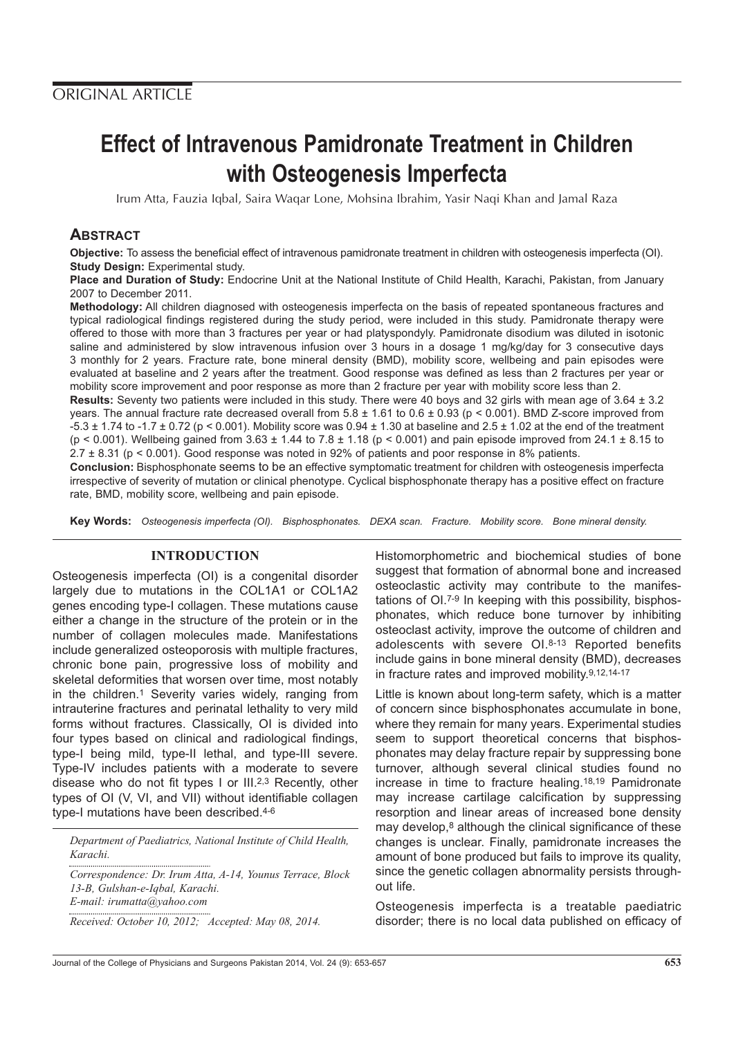ORIGINAL ARTICLE

# Effect of Intravenous Pamidronate Treatment in Children with Osteogenesis Imperfecta

Irum Atta, Fauzia Iqbal, Saira Waqar Lone, Mohsina Ibrahim, Yasir Naqi Khan and Jamal Raza

## ABSTRACT

**Objective:** To assess the beneficial effect of intravenous pamidronate treatment in children with osteogenesis imperfecta (OI).

**Study Design:** Experimental study.

**Place and Duration of Study:** Endocrine Unit at the National Institute of Child Health, Karachi, Pakistan, from January 2007 to December 2011.

**Methodology:** All children diagnosed with osteogenesis imperfecta on the basis of repeated spontaneous fractures and typical radiological findings registered during the study period, were included in this study. Pamidronate therapy were offered to those with more than 3 fractures per year or had platyspondyly. Pamidronate disodium was diluted in isotonic saline and administered by slow intravenous infusion over 3 hours in a dosage 1 mg/kg/day for 3 consecutive days 3 monthly for 2 years. Fracture rate, bone mineral density (BMD), mobility score, wellbeing and pain episodes were evaluated at baseline and 2 years after the treatment. Good response was defined as less than 2 fractures per year or mobility score improvement and poor response as more than 2 fracture per year with mobility score less than 2.

**Results:** Seventy two patients were included in this study. There were 40 boys and 32 girls with mean age of 3.64 ± 3.2 years. The annual fracture rate decreased overall from 5.8 ± 1.61 to 0.6 ± 0.93 ($p < 0.001$). BMD Z-score improved from -5.3 ± 1.74 to -1.7 ± 0.72 ($p < 0.001$). Mobility score was 0.94 ± 1.30 at baseline and 2.5 ± 1.02 at the end of the treatment ($p < 0.001$). Wellbeing gained from 3.63 ± 1.44 to 7.8 ± 1.18 ($p < 0.001$) and pain episode improved from 24.1 ± 8.15 to 2.7 ± 8.31 ($p < 0.001$). Good response was noted in 92% of patients and poor response in 8% patients.

**Conclusion:** Bisphosphonate seems to be an effective symptomatic treatment for children with osteogenesis imperfecta irrespective of severity of mutation or clinical phenotype. Cyclical bisphosphonate therapy has a positive effect on fracture rate, BMD, mobility score, wellbeing and pain episode.

**Key Words:** *Osteogenesis imperfecta (OI). Bisphosphonates. DEXA scan. Fracture. Mobility score. Bone mineral density.*

## INTRODUCTION

Osteogenesis imperfecta (OI) is a congenital disorder largely due to mutations in the COL1A1 or COL1A2 genes encoding type-I collagen. These mutations cause either a change in the structure of the protein or in the number of collagen molecules made. Manifestations include generalized osteoporosis with multiple fractures, chronic bone pain, progressive loss of mobility and skeletal deformities that worsen over time, most notably in the children.[1] Severity varies widely, ranging from intrauterine fractures and perinatal lethality to very mild forms without fractures. Classically, OI is divided into four types based on clinical and radiological findings, type-I being mild, type-II lethal, and type-III severe. Type-IV includes patients with a moderate to severe disease who do not fit types I or III.[2,3] Recently, other types of OI (V, VI, and VII) without identifiable collagen type-I mutations have been described.[4-6]

*Department of Paediatrics, National Institute of Child Health, Karachi.*

*Correspondence: Dr. Irum Atta, A-14, Younus Terrace, Block 13-B, Gulshan-e-Iqbal, Karachi.*
*E-mail: irumatta@yahoo.com*

*Received: October 10, 2012; Accepted: May 08, 2014.*

Histomorphometric and biochemical studies of bone suggest that formation of abnormal bone and increased osteoclastic activity may contribute to the manifestations of OI.[7-9] In keeping with this possibility, bisphosphonates, which reduce bone turnover by inhibiting osteoclast activity, improve the outcome of children and adolescents with severe OI.[8-13] Reported benefits include gains in bone mineral density (BMD), decreases in fracture rates and improved mobility.[9,12,14-17]

Little is known about long-term safety, which is a matter of concern since bisphosphonates accumulate in bone, where they remain for many years. Experimental studies seem to support theoretical concerns that bisphosphonates may delay fracture repair by suppressing bone turnover, although several clinical studies found no increase in time to fracture healing.[18,19] Pamidronate may increase cartilage calcification by suppressing resorption and linear areas of increased bone density may develop,[8] although the clinical significance of these changes is unclear. Finally, pamidronate increases the amount of bone produced but fails to improve its quality, since the genetic collagen abnormality persists throughout life.

Osteogenesis imperfecta is a treatable paediatric disorder; there is no local data published on efficacy of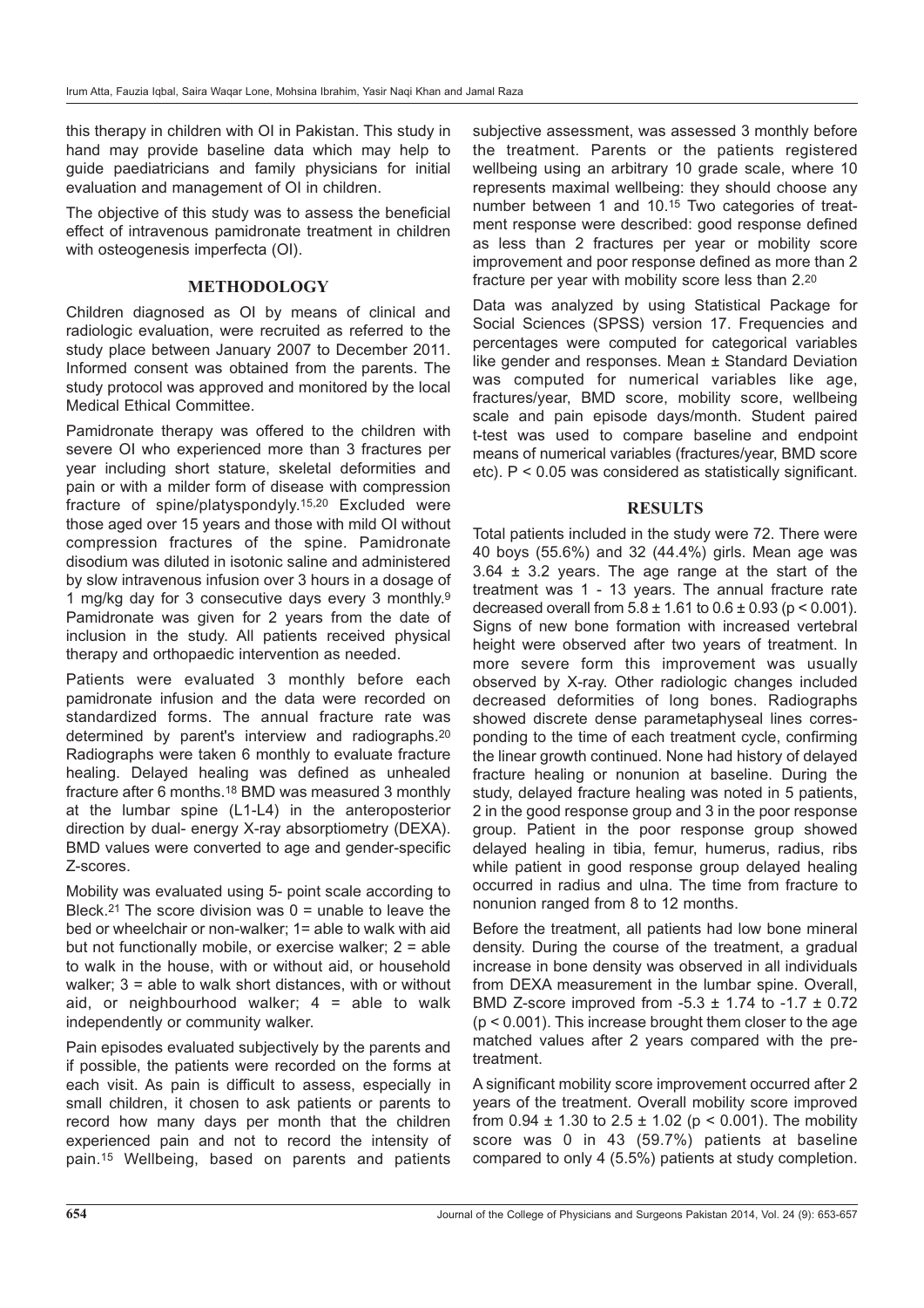this therapy in children with OI in Pakistan. This study in hand may provide baseline data which may help to guide paediatricians and family physicians for initial evaluation and management of OI in children.

The objective of this study was to assess the beneficial effect of intravenous pamidronate treatment in children with osteogenesis imperfecta (OI).

## METHODOLOGY

Children diagnosed as OI by means of clinical and radiologic evaluation, were recruited as referred to the study place between January 2007 to December 2011. Informed consent was obtained from the parents. The study protocol was approved and monitored by the local Medical Ethical Committee.

Pamidronate therapy was offered to the children with severe OI who experienced more than 3 fractures per year including short stature, skeletal deformities and pain or with a milder form of disease with compression fracture of spine/platyspondyly.[15,20] Excluded were those aged over 15 years and those with mild OI without compression fractures of the spine. Pamidronate disodium was diluted in isotonic saline and administered by slow intravenous infusion over 3 hours in a dosage of 1 mg/kg day for 3 consecutive days every 3 monthly.[9] Pamidronate was given for 2 years from the date of inclusion in the study. All patients received physical therapy and orthopaedic intervention as needed.

Patients were evaluated 3 monthly before each pamidronate infusion and the data were recorded on standardized forms. The annual fracture rate was determined by parent's interview and radiographs.[20] Radiographs were taken 6 monthly to evaluate fracture healing. Delayed healing was defined as unhealed fracture after 6 months.[18] BMD was measured 3 monthly at the lumbar spine (L1-L4) in the anteroposterior direction by dual- energy X-ray absorptiometry (DEXA). BMD values were converted to age and gender-specific Z-scores.

Mobility was evaluated using 5- point scale according to Bleck.[21] The score division was 0 = unable to leave the bed or wheelchair or non-walker; 1= able to walk with aid but not functionally mobile, or exercise walker; 2 = able to walk in the house, with or without aid, or household walker; 3 = able to walk short distances, with or without aid, or neighbourhood walker; 4 = able to walk independently or community walker.

Pain episodes evaluated subjectively by the parents and if possible, the patients were recorded on the forms at each visit. As pain is difficult to assess, especially in small children, it chosen to ask patients or parents to record how many days per month that the children experienced pain and not to record the intensity of pain.[15] Wellbeing, based on parents and patients subjective assessment, was assessed 3 monthly before the treatment. Parents or the patients registered wellbeing using an arbitrary 10 grade scale, where 10 represents maximal wellbeing: they should choose any number between 1 and 10.[15] Two categories of treatment response were described: good response defined as less than 2 fractures per year or mobility score improvement and poor response defined as more than 2 fracture per year with mobility score less than 2.[20]

Data was analyzed by using Statistical Package for Social Sciences (SPSS) version 17. Frequencies and percentages were computed for categorical variables like gender and responses. Mean ± Standard Deviation was computed for numerical variables like age, fractures/year, BMD score, mobility score, wellbeing scale and pain episode days/month. Student paired t-test was used to compare baseline and endpoint means of numerical variables (fractures/year, BMD score etc). $P < 0.05$ was considered as statistically significant.

## RESULTS

Total patients included in the study were 72. There were 40 boys (55.6%) and 32 (44.4%) girls. Mean age was 3.64 ± 3.2 years. The age range at the start of the treatment was 1 - 13 years. The annual fracture rate decreased overall from 5.8 ± 1.61 to 0.6 ± 0.93 ($p < 0.001$). Signs of new bone formation with increased vertebral height were observed after two years of treatment. In more severe form this improvement was usually observed by X-ray. Other radiologic changes included decreased deformities of long bones. Radiographs showed discrete dense parametaphyseal lines corresponding to the time of each treatment cycle, confirming the linear growth continued. None had history of delayed fracture healing or nonunion at baseline. During the study, delayed fracture healing was noted in 5 patients, 2 in the good response group and 3 in the poor response group. Patient in the poor response group showed delayed healing in tibia, femur, humerus, radius, ribs while patient in good response group delayed healing occurred in radius and ulna. The time from fracture to nonunion ranged from 8 to 12 months.

Before the treatment, all patients had low bone mineral density. During the course of the treatment, a gradual increase in bone density was observed in all individuals from DEXA measurement in the lumbar spine. Overall, BMD Z-score improved from -5.3 ± 1.74 to -1.7 ± 0.72 ($p < 0.001$). This increase brought them closer to the age matched values after 2 years compared with the pre-treatment.

A significant mobility score improvement occurred after 2 years of the treatment. Overall mobility score improved from 0.94 ± 1.30 to 2.5 ± 1.02 ($p < 0.001$). The mobility score was 0 in 43 (59.7%) patients at baseline compared to only 4 (5.5%) patients at study completion.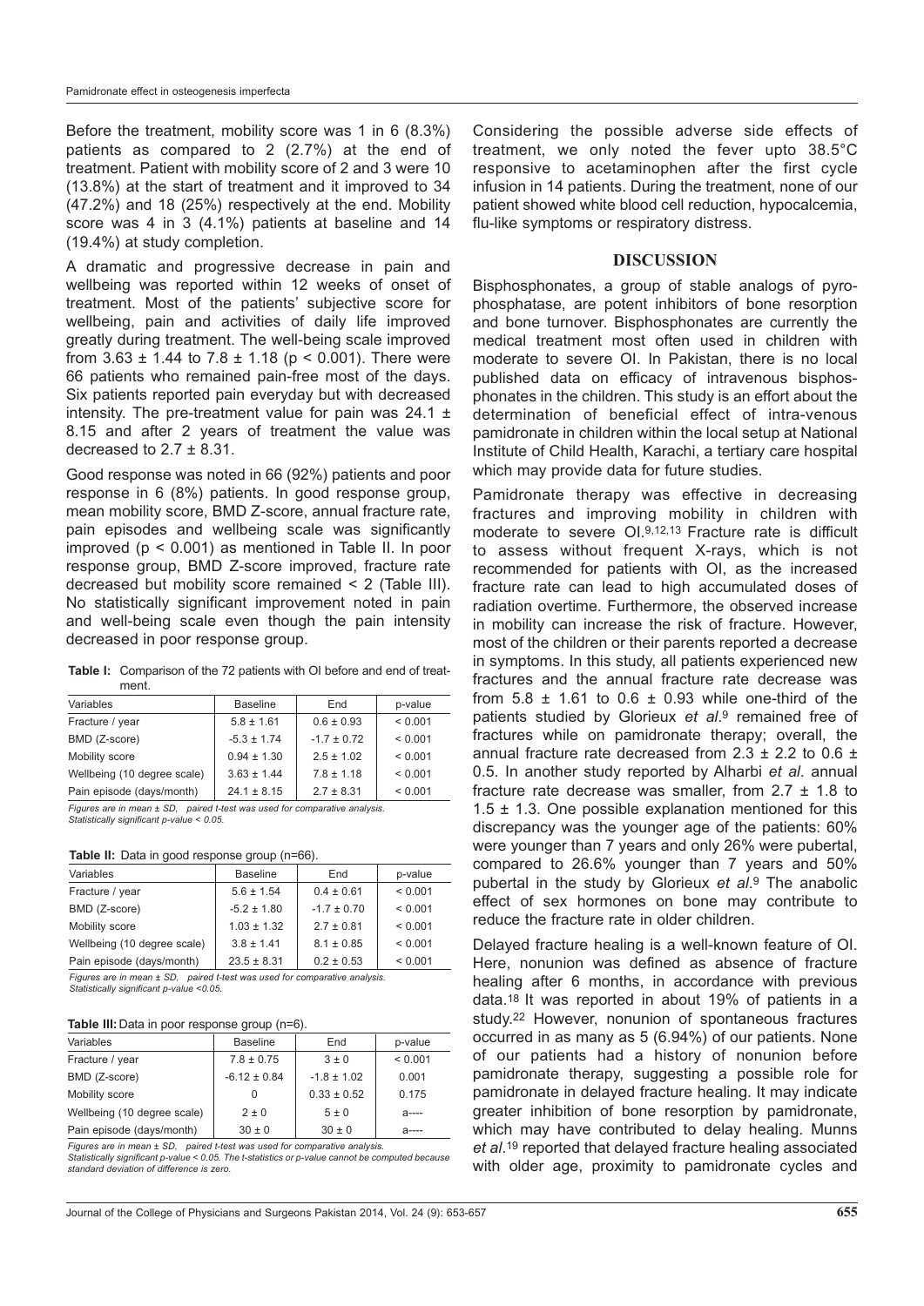Before the treatment, mobility score was 1 in 6 (8.3%) patients as compared to 2 (2.7%) at the end of treatment. Patient with mobility score of 2 and 3 were 10 (13.8%) at the start of treatment and it improved to 34 (47.2%) and 18 (25%) respectively at the end. Mobility score was 4 in 3 (4.1%) patients at baseline and 14 (19.4%) at study completion.

A dramatic and progressive decrease in pain and wellbeing was reported within 12 weeks of onset of treatment. Most of the patients' subjective score for wellbeing, pain and activities of daily life improved greatly during treatment. The well-being scale improved from 3.63 ± 1.44 to 7.8 ± 1.18 ($p < 0.001$). There were 66 patients who remained pain-free most of the days. Six patients reported pain everyday but with decreased intensity. The pre-treatment value for pain was 24.1 ± 8.15 and after 2 years of treatment the value was decreased to 2.7 ± 8.31.

Good response was noted in 66 (92%) patients and poor response in 6 (8%) patients. In good response group, mean mobility score, BMD Z-score, annual fracture rate, pain episodes and wellbeing scale was significantly improved ($p < 0.001$) as mentioned in Table II. In poor response group, BMD Z-score improved, fracture rate decreased but mobility score remained < 2 (Table III). No statistically significant improvement noted in pain and well-being scale even though the pain intensity decreased in poor response group.

**Table I:** Comparison of the 72 patients with OI before and end of treatment.

| Variables | Baseline | End | p-value |
|---|---|---|---|
| Fracture / year | 5.8 ± 1.61 | 0.6 ± 0.93 | < 0.001 |
| BMD (Z-score) | -5.3 ± 1.74 | -1.7 ± 0.72 | < 0.001 |
| Mobility score | 0.94 ± 1.30 | 2.5 ± 1.02 | < 0.001 |
| Wellbeing (10 degree scale) | 3.63 ± 1.44 | 7.8 ± 1.18 | < 0.001 |
| Pain episode (days/month) | 24.1 ± 8.15 | 2.7 ± 8.31 | < 0.001 |

*Figures are in mean ± SD, paired t-test was used for comparative analysis. Statistically significant p-value < 0.05.*

**Table II:** Data in good response group (n=66).

| Variables | Baseline | End | p-value |
|---|---|---|---|
| Fracture / year | 5.6 ± 1.54 | 0.4 ± 0.61 | < 0.001 |
| BMD (Z-score) | -5.2 ± 1.80 | -1.7 ± 0.70 | < 0.001 |
| Mobility score | 1.03 ± 1.32 | 2.7 ± 0.81 | < 0.001 |
| Wellbeing (10 degree scale) | 3.8 ± 1.41 | 8.1 ± 0.85 | < 0.001 |
| Pain episode (days/month) | 23.5 ± 8.31 | 0.2 ± 0.53 | < 0.001 |

*Figures are in mean ± SD, paired t-test was used for comparative analysis. Statistically significant p-value <0.05.*

**Table III:** Data in poor response group (n=6).

| Variables | Baseline | End | p-value |
|---|---|---|---|
| Fracture / year | 7.8 ± 0.75 | 3 ± 0 | < 0.001 |
| BMD (Z-score) | -6.12 ± 0.84 | -1.8 ± 1.02 | 0.001 |
| Mobility score | 0 | 0.33 ± 0.52 | 0.175 |
| Wellbeing (10 degree scale) | 2 ± 0 | 5 ± 0 | a---- |
| Pain episode (days/month) | 30 ± 0 | 30 ± 0 | a---- |

*Figures are in mean ± SD, paired t-test was used for comparative analysis. Statistically significant p-value < 0.05. The t-statistics or p-value cannot be computed because standard deviation of difference is zero.*

Considering the possible adverse side effects of treatment, we only noted the fever upto 38.5°C responsive to acetaminophen after the first cycle infusion in 14 patients. During the treatment, none of our patient showed white blood cell reduction, hypocalcemia, flu-like symptoms or respiratory distress.

## DISCUSSION

Bisphosphonates, a group of stable analogs of pyrophosphatase, are potent inhibitors of bone resorption and bone turnover. Bisphosphonates are currently the medical treatment most often used in children with moderate to severe OI. In Pakistan, there is no local published data on efficacy of intravenous bisphosphonates in the children. This study is an effort about the determination of beneficial effect of intra-venous pamidronate in children within the local setup at National Institute of Child Health, Karachi, a tertiary care hospital which may provide data for future studies.

Pamidronate therapy was effective in decreasing fractures and improving mobility in children with moderate to severe OI.[9,12,13] Fracture rate is difficult to assess without frequent X-rays, which is not recommended for patients with OI, as the increased fracture rate can lead to high accumulated doses of radiation overtime. Furthermore, the observed increase in mobility can increase the risk of fracture. However, most of the children or their parents reported a decrease in symptoms. In this study, all patients experienced new fractures and the annual fracture rate decrease was from 5.8 ± 1.61 to 0.6 ± 0.93 while one-third of the patients studied by Glorieux *et al*.[9] remained free of fractures while on pamidronate therapy; overall, the annual fracture rate decreased from 2.3 ± 2.2 to 0.6 ± 0.5. In another study reported by Alharbi *et al*. annual fracture rate decrease was smaller, from 2.7 ± 1.8 to 1.5 ± 1.3. One possible explanation mentioned for this discrepancy was the younger age of the patients: 60% were younger than 7 years and only 26% were pubertal, compared to 26.6% younger than 7 years and 50% pubertal in the study by Glorieux *et al*.[9] The anabolic effect of sex hormones on bone may contribute to reduce the fracture rate in older children.

Delayed fracture healing is a well-known feature of OI. Here, nonunion was defined as absence of fracture healing after 6 months, in accordance with previous data.[18] It was reported in about 19% of patients in a study.[22] However, nonunion of spontaneous fractures occurred in as many as 5 (6.94%) of our patients. None of our patients had a history of nonunion before pamidronate therapy, suggesting a possible role for pamidronate in delayed fracture healing. It may indicate greater inhibition of bone resorption by pamidronate, which may have contributed to delay healing. Munns *et al*.[19] reported that delayed fracture healing associated with older age, proximity to pamidronate cycles and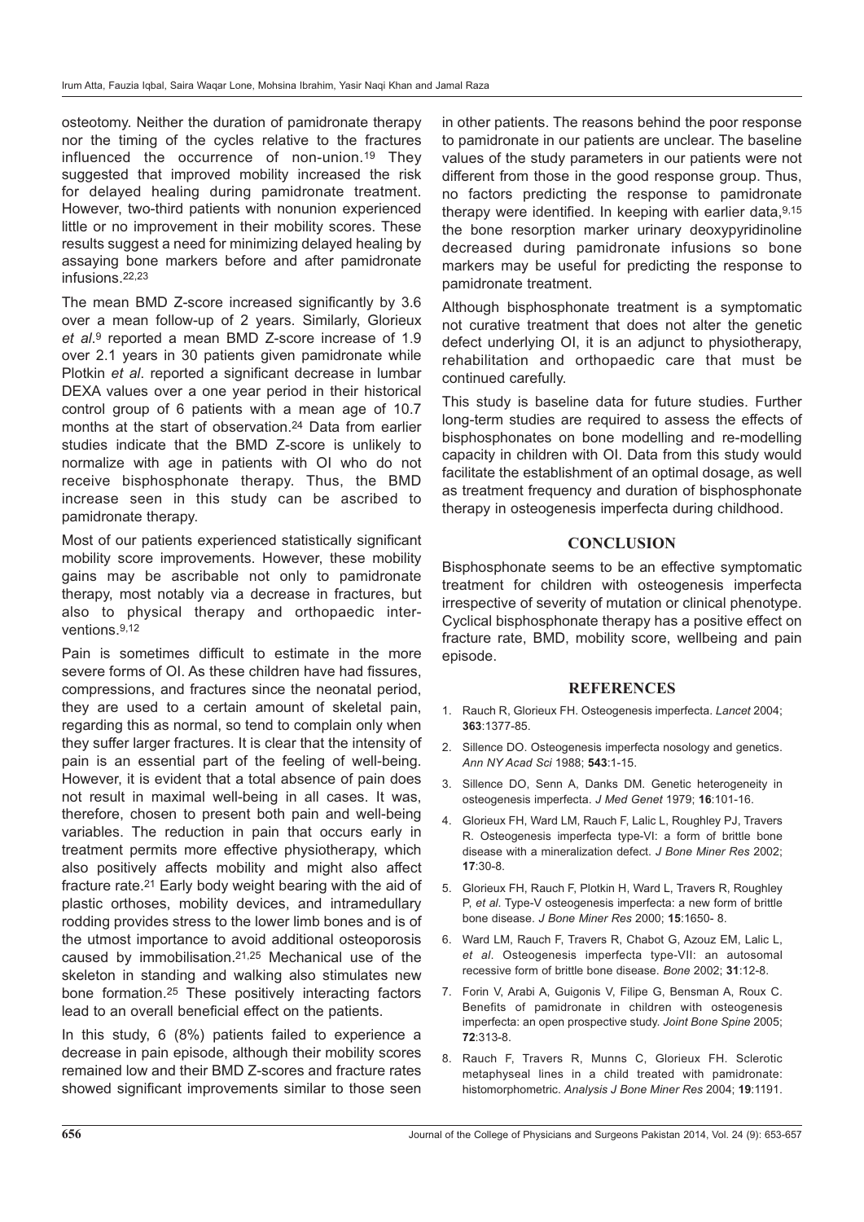osteotomy. Neither the duration of pamidronate therapy nor the timing of the cycles relative to the fractures influenced the occurrence of non-union.[19] They suggested that improved mobility increased the risk for delayed healing during pamidronate treatment. However, two-third patients with nonunion experienced little or no improvement in their mobility scores. These results suggest a need for minimizing delayed healing by assaying bone markers before and after pamidronate infusions.[22,23]

The mean BMD Z-score increased significantly by 3.6 over a mean follow-up of 2 years. Similarly, Glorieux *et al*.[9] reported a mean BMD Z-score increase of 1.9 over 2.1 years in 30 patients given pamidronate while Plotkin *et al*. reported a significant decrease in lumbar DEXA values over a one year period in their historical control group of 6 patients with a mean age of 10.7 months at the start of observation.[24] Data from earlier studies indicate that the BMD Z-score is unlikely to normalize with age in patients with OI who do not receive bisphosphonate therapy. Thus, the BMD increase seen in this study can be ascribed to pamidronate therapy.

Most of our patients experienced statistically significant mobility score improvements. However, these mobility gains may be ascribable not only to pamidronate therapy, most notably via a decrease in fractures, but also to physical therapy and orthopaedic interventions.[9,12]

Pain is sometimes difficult to estimate in the more severe forms of OI. As these children have had fissures, compressions, and fractures since the neonatal period, they are used to a certain amount of skeletal pain, regarding this as normal, so tend to complain only when they suffer larger fractures. It is clear that the intensity of pain is an essential part of the feeling of well-being. However, it is evident that a total absence of pain does not result in maximal well-being in all cases. It was, therefore, chosen to present both pain and well-being variables. The reduction in pain that occurs early in treatment permits more effective physiotherapy, which also positively affects mobility and might also affect fracture rate.[21] Early body weight bearing with the aid of plastic orthoses, mobility devices, and intramedullary rodding provides stress to the lower limb bones and is of the utmost importance to avoid additional osteoporosis caused by immobilisation.[21,25] Mechanical use of the skeleton in standing and walking also stimulates new bone formation.[25] These positively interacting factors lead to an overall beneficial effect on the patients.

In this study, 6 (8%) patients failed to experience a decrease in pain episode, although their mobility scores remained low and their BMD Z-scores and fracture rates showed significant improvements similar to those seen in other patients. The reasons behind the poor response to pamidronate in our patients are unclear. The baseline values of the study parameters in our patients were not different from those in the good response group. Thus, no factors predicting the response to pamidronate therapy were identified. In keeping with earlier data,[9,15] the bone resorption marker urinary deoxypyridinoline decreased during pamidronate infusions so bone markers may be useful for predicting the response to pamidronate treatment.

Although bisphosphonate treatment is a symptomatic not curative treatment that does not alter the genetic defect underlying OI, it is an adjunct to physiotherapy, rehabilitation and orthopaedic care that must be continued carefully.

This study is baseline data for future studies. Further long-term studies are required to assess the effects of bisphosphonates on bone modelling and re-modelling capacity in children with OI. Data from this study would facilitate the establishment of an optimal dosage, as well as treatment frequency and duration of bisphosphonate therapy in osteogenesis imperfecta during childhood.

## CONCLUSION

Bisphosphonate seems to be an effective symptomatic treatment for children with osteogenesis imperfecta irrespective of severity of mutation or clinical phenotype. Cyclical bisphosphonate therapy has a positive effect on fracture rate, BMD, mobility score, wellbeing and pain episode.

## REFERENCES

1. Rauch R, Glorieux FH. Osteogenesis imperfecta. *Lancet* 2004; **363**:1377-85.
2. Sillence DO. Osteogenesis imperfecta nosology and genetics. *Ann NY Acad Sci* 1988; **543**:1-15.
3. Sillence DO, Senn A, Danks DM. Genetic heterogeneity in osteogenesis imperfecta. *J Med Genet* 1979; **16**:101-16.
4. Glorieux FH, Ward LM, Rauch F, Lalic L, Roughley PJ, Travers R. Osteogenesis imperfecta type-VI: a form of brittle bone disease with a mineralization defect. *J Bone Miner Res* 2002; **17**:30-8.
5. Glorieux FH, Rauch F, Plotkin H, Ward L, Travers R, Roughley P, *et al*. Type-V osteogenesis imperfecta: a new form of brittle bone disease. *J Bone Miner Res* 2000; **15**:1650- 8.
6. Ward LM, Rauch F, Travers R, Chabot G, Azouz EM, Lalic L, *et al*. Osteogenesis imperfecta type-VII: an autosomal recessive form of brittle bone disease. *Bone* 2002; **31**:12-8.
7. Forin V, Arabi A, Guigonis V, Filipe G, Bensman A, Roux C. Benefits of pamidronate in children with osteogenesis imperfecta: an open prospective study. *Joint Bone Spine* 2005; **72**:313-8.
8. Rauch F, Travers R, Munns C, Glorieux FH. Sclerotic metaphyseal lines in a child treated with pamidronate: histomorphometric. *Analysis J Bone Miner Res* 2004; **19**:1191.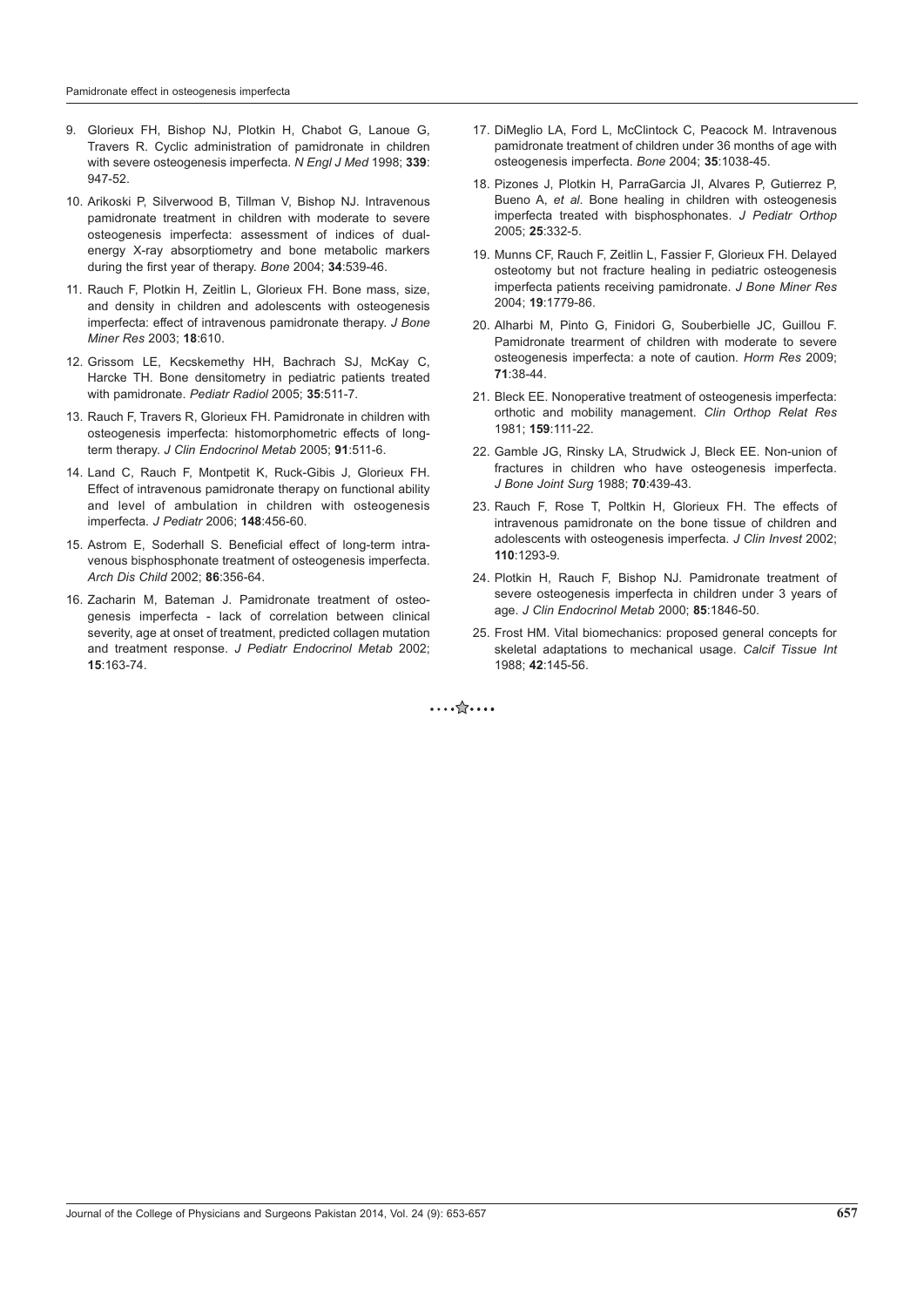9. Glorieux FH, Bishop NJ, Plotkin H, Chabot G, Lanoue G, Travers R. Cyclic administration of pamidronate in children with severe osteogenesis imperfecta. *N Engl J Med* 1998; **339**: 947-52.
10. Arikoski P, Silverwood B, Tillman V, Bishop NJ. Intravenous pamidronate treatment in children with moderate to severe osteogenesis imperfecta: assessment of indices of dual-energy X-ray absorptiometry and bone metabolic markers during the first year of therapy. *Bone* 2004; **34**:539-46.
11. Rauch F, Plotkin H, Zeitlin L, Glorieux FH. Bone mass, size, and density in children and adolescents with osteogenesis imperfecta: effect of intravenous pamidronate therapy. *J Bone Miner Res* 2003; **18**:610.
12. Grissom LE, Kecskemethy HH, Bachrach SJ, McKay C, Harcke TH. Bone densitometry in pediatric patients treated with pamidronate. *Pediatr Radiol* 2005; **35**:511-7.
13. Rauch F, Travers R, Glorieux FH. Pamidronate in children with osteogenesis imperfecta: histomorphometric effects of long-term therapy. *J Clin Endocrinol Metab* 2005; **91**:511-6.
14. Land C, Rauch F, Montpetit K, Ruck-Gibis J, Glorieux FH. Effect of intravenous pamidronate therapy on functional ability and level of ambulation in children with osteogenesis imperfecta. *J Pediatr* 2006; **148**:456-60.
15. Astrom E, Soderhall S. Beneficial effect of long-term intravenous bisphosphonate treatment of osteogenesis imperfecta. *Arch Dis Child* 2002; **86**:356-64.
16. Zacharin M, Bateman J. Pamidronate treatment of osteogenesis imperfecta - lack of correlation between clinical severity, age at onset of treatment, predicted collagen mutation and treatment response. *J Pediatr Endocrinol Metab* 2002; **15**:163-74.
17. DiMeglio LA, Ford L, McClintock C, Peacock M. Intravenous pamidronate treatment of children under 36 months of age with osteogenesis imperfecta. *Bone* 2004; **35**:1038-45.
18. Pizones J, Plotkin H, ParraGarcia JI, Alvares P, Gutierrez P, Bueno A, *et al*. Bone healing in children with osteogenesis imperfecta treated with bisphosphonates. *J Pediatr Orthop* 2005; **25**:332-5.
19. Munns CF, Rauch F, Zeitlin L, Fassier F, Glorieux FH. Delayed osteotomy but not fracture healing in pediatric osteogenesis imperfecta patients receiving pamidronate. *J Bone Miner Res* 2004; **19**:1779-86.
20. Alharbi M, Pinto G, Finidori G, Souberbielle JC, Guillou F. Pamidronate trearment of children with moderate to severe osteogenesis imperfecta: a note of caution. *Horm Res* 2009; **71**:38-44.
21. Bleck EE. Nonoperative treatment of osteogenesis imperfecta: orthotic and mobility management. *Clin Orthop Relat Res* 1981; **159**:111-22.
22. Gamble JG, Rinsky LA, Strudwick J, Bleck EE. Non-union of fractures in children who have osteogenesis imperfecta. *J Bone Joint Surg* 1988; **70**:439-43.
23. Rauch F, Rose T, Poltkin H, Glorieux FH. The effects of intravenous pamidronate on the bone tissue of children and adolescents with osteogenesis imperfecta. *J Clin Invest* 2002; **110**:1293-9.
24. Plotkin H, Rauch F, Bishop NJ. Pamidronate treatment of severe osteogenesis imperfecta in children under 3 years of age. *J Clin Endocrinol Metab* 2000; **85**:1846-50.
25. Frost HM. Vital biomechanics: proposed general concepts for skeletal adaptations to mechanical usage. *Calcif Tissue Int* 1988; **42**:145-56.